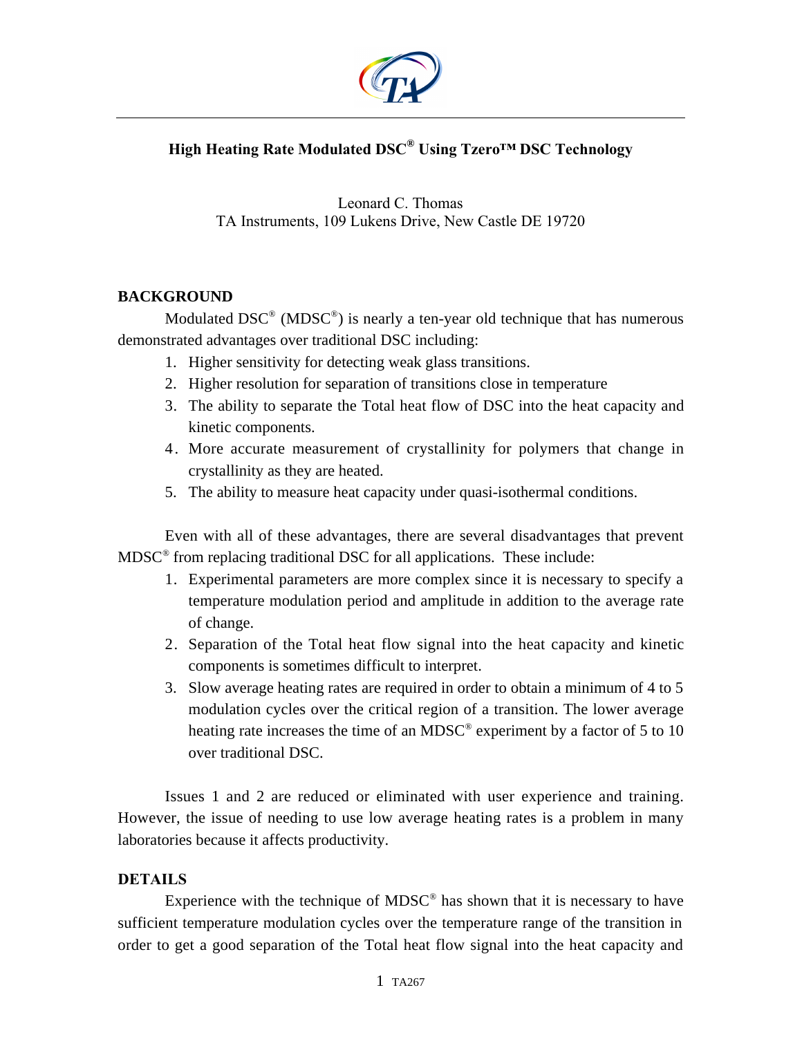# High Heating Rate Modulated DSC® Using Tzero™ DSC Technology

Leonard C. Thomas
TA Instruments, 109 Lukens Drive, New Castle DE 19720

## BACKGROUND

Modulated DSC® (MDSC®) is nearly a ten-year old technique that has numerous demonstrated advantages over traditional DSC including:

1. Higher sensitivity for detecting weak glass transitions.
2. Higher resolution for separation of transitions close in temperature
3. The ability to separate the Total heat flow of DSC into the heat capacity and kinetic components.
4. More accurate measurement of crystallinity for polymers that change in crystallinity as they are heated.
5. The ability to measure heat capacity under quasi-isothermal conditions.

Even with all of these advantages, there are several disadvantages that prevent MDSC® from replacing traditional DSC for all applications. These include:

1. Experimental parameters are more complex since it is necessary to specify a temperature modulation period and amplitude in addition to the average rate of change.
2. Separation of the Total heat flow signal into the heat capacity and kinetic components is sometimes difficult to interpret.
3. Slow average heating rates are required in order to obtain a minimum of 4 to 5 modulation cycles over the critical region of a transition. The lower average heating rate increases the time of an MDSC® experiment by a factor of 5 to 10 over traditional DSC.

Issues 1 and 2 are reduced or eliminated with user experience and training. However, the issue of needing to use low average heating rates is a problem in many laboratories because it affects productivity.

## DETAILS

Experience with the technique of MDSC® has shown that it is necessary to have sufficient temperature modulation cycles over the temperature range of the transition in order to get a good separation of the Total heat flow signal into the heat capacity and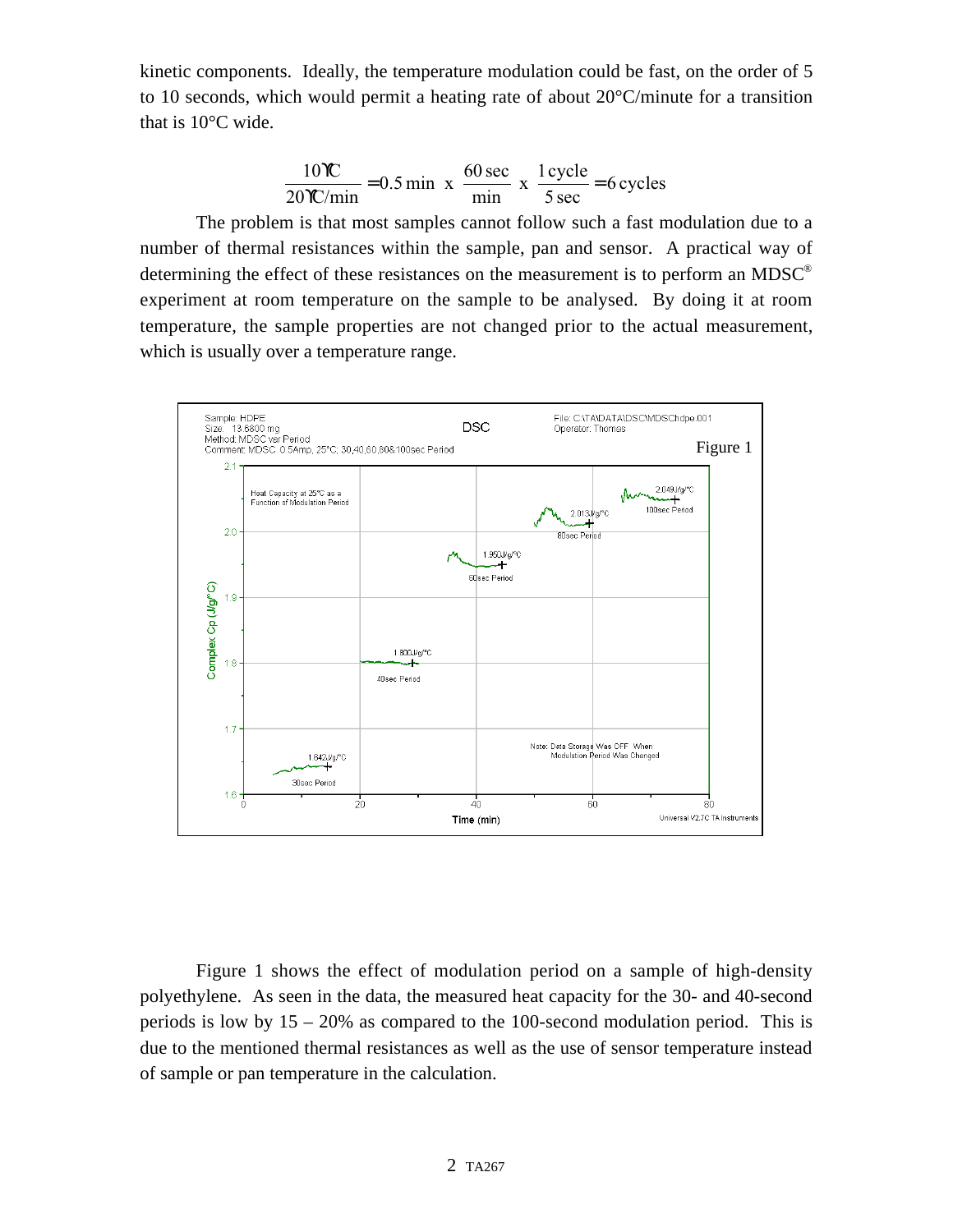kinetic components. Ideally, the temperature modulation could be fast, on the order of 5 to 10 seconds, which would permit a heating rate of about 20°C/minute for a transition that is 10°C wide.

$$\frac{10°C}{20°C/\text{min}} = 0.5\ \text{min}\ \ x\ \ \frac{60\ \text{sec}}{\text{min}}\ \ x\ \ \frac{1\ \text{cycle}}{5\ \text{sec}} = 6\ \text{cycles}$$

The problem is that most samples cannot follow such a fast modulation due to a number of thermal resistances within the sample, pan and sensor. A practical way of determining the effect of these resistances on the measurement is to perform an MDSC® experiment at room temperature on the sample to be analysed. By doing it at room temperature, the sample properties are not changed prior to the actual measurement, which is usually over a temperature range.

Figure 1

Figure 1 shows the effect of modulation period on a sample of high-density polyethylene. As seen in the data, the measured heat capacity for the 30- and 40-second periods is low by 15 – 20% as compared to the 100-second modulation period. This is due to the mentioned thermal resistances as well as the use of sensor temperature instead of sample or pan temperature in the calculation.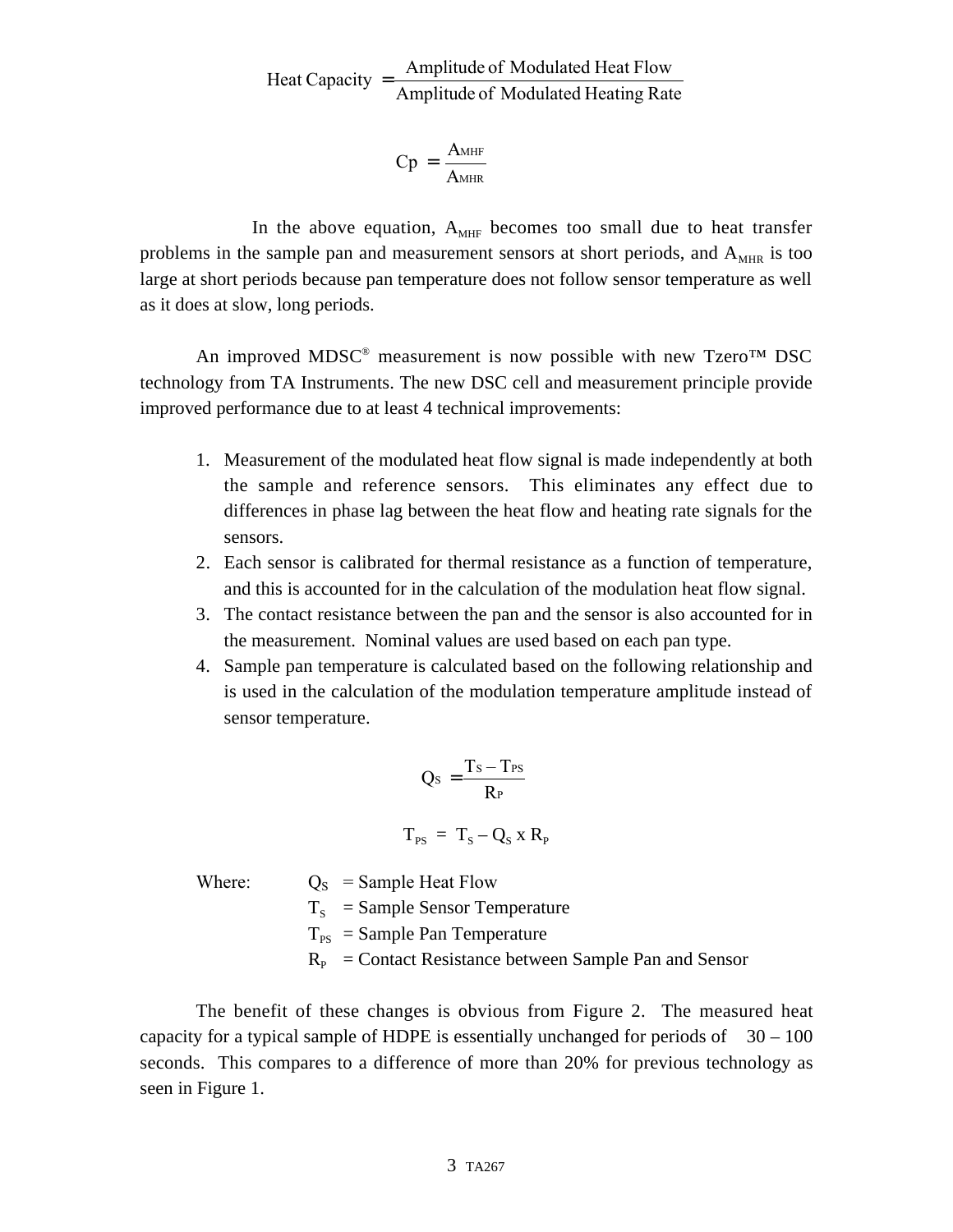$$\text{Heat Capacity} = \frac{\text{Amplitude of Modulated Heat Flow}}{\text{Amplitude of Modulated Heating Rate}}$$

$$Cp = \frac{A_{MHF}}{A_{MHR}}$$

In the above equation, $A_{MHF}$ becomes too small due to heat transfer problems in the sample pan and measurement sensors at short periods, and $A_{MHR}$ is too large at short periods because pan temperature does not follow sensor temperature as well as it does at slow, long periods.

An improved MDSC® measurement is now possible with new Tzero™ DSC technology from TA Instruments. The new DSC cell and measurement principle provide improved performance due to at least 4 technical improvements:

1. Measurement of the modulated heat flow signal is made independently at both the sample and reference sensors. This eliminates any effect due to differences in phase lag between the heat flow and heating rate signals for the sensors.
2. Each sensor is calibrated for thermal resistance as a function of temperature, and this is accounted for in the calculation of the modulation heat flow signal.
3. The contact resistance between the pan and the sensor is also accounted for in the measurement. Nominal values are used based on each pan type.
4. Sample pan temperature is calculated based on the following relationship and is used in the calculation of the modulation temperature amplitude instead of sensor temperature.

$$Q_S = \frac{T_S - T_{PS}}{R_P}$$

$$T_{PS} = T_S - Q_S \times R_P$$

Where:
- $Q_S$ = Sample Heat Flow
- $T_S$ = Sample Sensor Temperature
- $T_{PS}$ = Sample Pan Temperature
- $R_P$ = Contact Resistance between Sample Pan and Sensor

The benefit of these changes is obvious from Figure 2. The measured heat capacity for a typical sample of HDPE is essentially unchanged for periods of 30 – 100 seconds. This compares to a difference of more than 20% for previous technology as seen in Figure 1.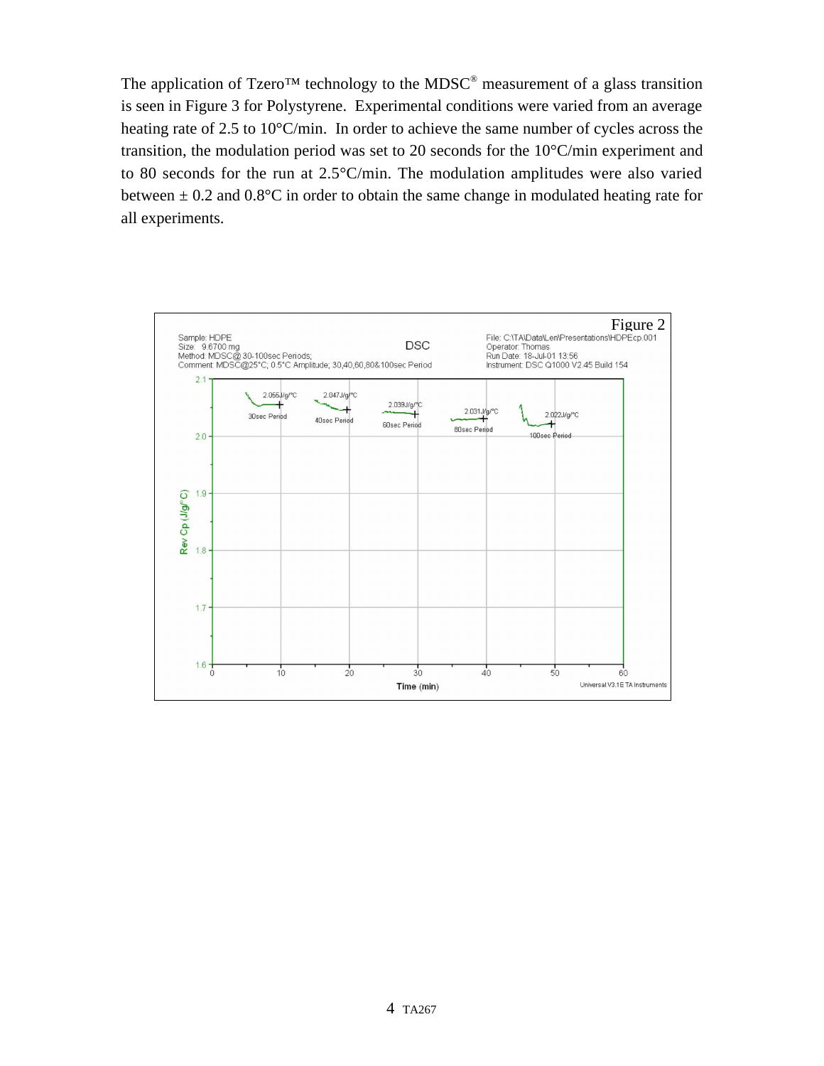The application of Tzero™ technology to the MDSC® measurement of a glass transition is seen in Figure 3 for Polystyrene. Experimental conditions were varied from an average heating rate of 2.5 to 10°C/min. In order to achieve the same number of cycles across the transition, the modulation period was set to 20 seconds for the 10°C/min experiment and to 80 seconds for the run at 2.5°C/min. The modulation amplitudes were also varied between ± 0.2 and 0.8°C in order to obtain the same change in modulated heating rate for all experiments.

Figure 2

Sample: HDPE
Size: 9.6700 mg
Method: MDSC@ 30-100sec Periods;
Comment: MDSC@25°C; 0.5°C Amplitude; 30,40,60,80&100sec Period

DSC

File: C:\TA\Data\Len\Presentations\HDPEcp.001
Operator: Thomas
Run Date: 18-Jul-01 13:56
Instrument: DSC Q1000 V2.45 Build 154

2.055J/g/°C — 30sec Period
2.047J/g/°C — 40sec Period
2.039J/g/°C — 60sec Period
2.031J/g/°C — 80sec Period
2.022J/g/°C — 100sec Period

Rev Cp (J/g/°C)

Time (min)

Universal V3.1E TA Instruments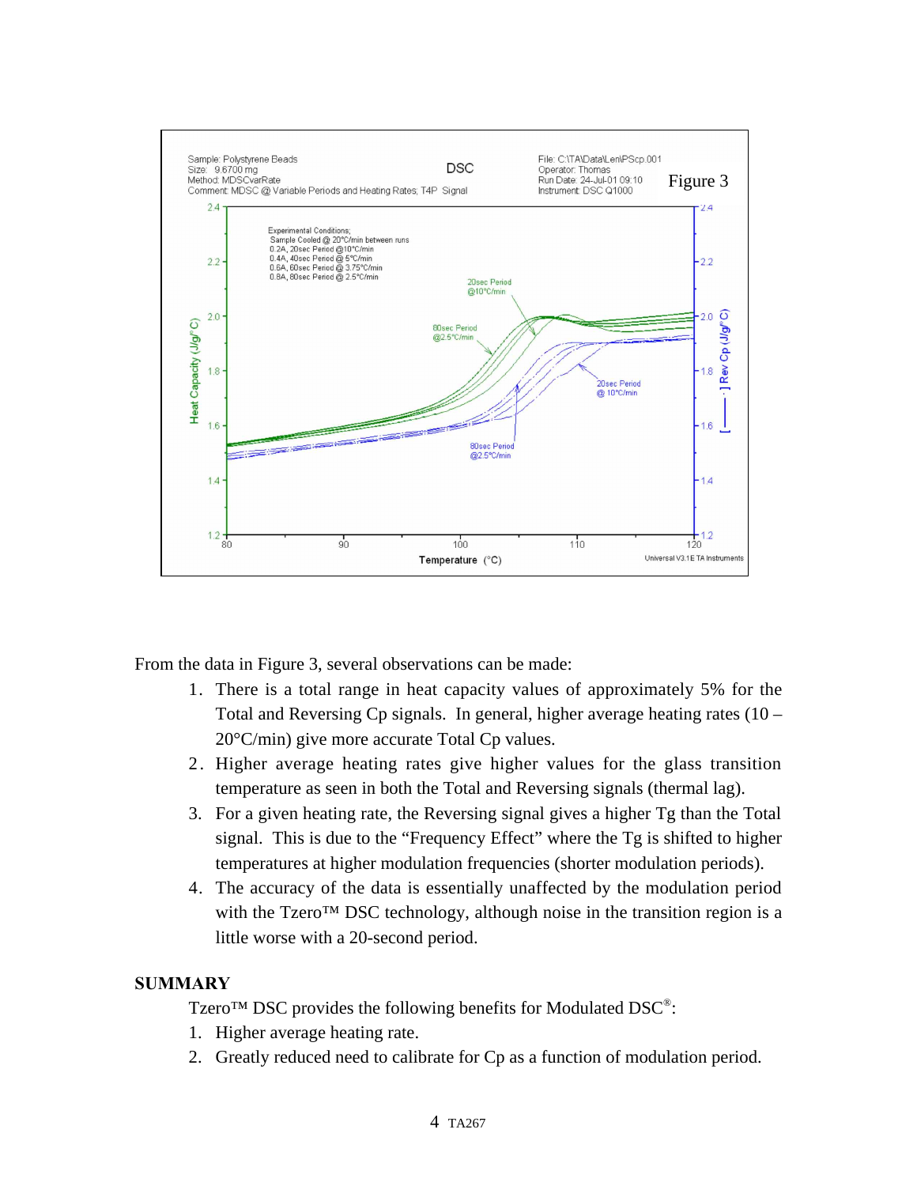Sample: Polystyrene Beads
Size: 9.6700 mg
Method: MDSCvarRate
Comment: MDSC @ Variable Periods and Heating Rates; T4P Signal

DSC

File: C:\TA\Data\Len\PScp.001
Operator: Thomas
Run Date: 24-Jul-01 09:10
Instrument: DSC Q1000

Figure 3

Experimental Conditions;
Sample Cooled @ 20°C/min between runs
0.2A, 20sec Period @10°C/min
0.4A, 40sec Period @ 5°C/min
0.6A, 60sec Period @ 3.75°C/min
0.8A, 80sec Period @ 2.5°C/min

20sec Period
@10°C/min

80sec Period
@2.5°C/min

20sec Period
@ 10°C/min

80sec Period
@2.5°C/min

Heat Capacity (J/g/°C)

[ ——— ] Rev Cp (J/g/°C)

2.4
2.2
2.0
1.8
1.6
1.4
1.2

80
90
100
110
120

Temperature (°C)

Universal V3.1E TA Instruments

From the data in Figure 3, several observations can be made:

1. There is a total range in heat capacity values of approximately 5% for the Total and Reversing Cp signals. In general, higher average heating rates (10 – 20°C/min) give more accurate Total Cp values.
2. Higher average heating rates give higher values for the glass transition temperature as seen in both the Total and Reversing signals (thermal lag).
3. For a given heating rate, the Reversing signal gives a higher Tg than the Total signal. This is due to the "Frequency Effect" where the Tg is shifted to higher temperatures at higher modulation frequencies (shorter modulation periods).
4. The accuracy of the data is essentially unaffected by the modulation period with the Tzero™ DSC technology, although noise in the transition region is a little worse with a 20-second period.

## SUMMARY

Tzero™ DSC provides the following benefits for Modulated DSC®:

1. Higher average heating rate.
2. Greatly reduced need to calibrate for Cp as a function of modulation period.